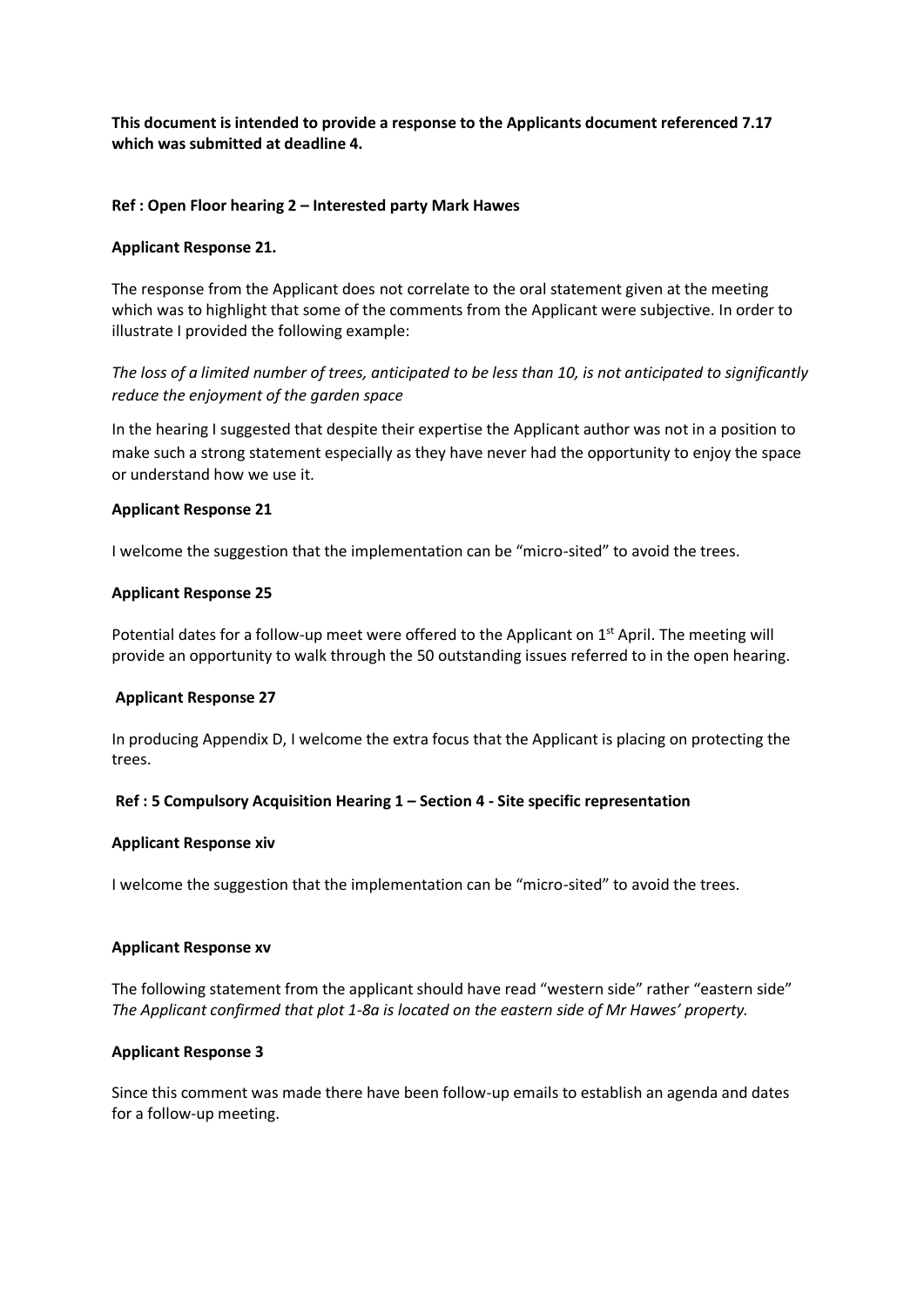**This document is intended to provide a response to the Applicants document referenced 7.17 which was submitted at deadline 4.**

**Ref : Open Floor hearing 2 – Interested party Mark Hawes**

**Applicant Response 21.**

The response from the Applicant does not correlate to the oral statement given at the meeting which was to highlight that some of the comments from the Applicant were subjective. In order to illustrate I provided the following example:

*The loss of a limited number of trees, anticipated to be less than 10, is not anticipated to significantly reduce the enjoyment of the garden space*

In the hearing I suggested that despite their expertise the Applicant author was not in a position to make such a strong statement especially as they have never had the opportunity to enjoy the space or understand how we use it.

**Applicant Response 21**

I welcome the suggestion that the implementation can be "micro-sited" to avoid the trees.

**Applicant Response 25**

Potential dates for a follow-up meet were offered to the Applicant on 1st April. The meeting will provide an opportunity to walk through the 50 outstanding issues referred to in the open hearing.

**Applicant Response 27**

In producing Appendix D, I welcome the extra focus that the Applicant is placing on protecting the trees.

**Ref : 5 Compulsory Acquisition Hearing 1 – Section 4 - Site specific representation**

**Applicant Response xiv**

I welcome the suggestion that the implementation can be "micro-sited" to avoid the trees.

**Applicant Response xv**

The following statement from the applicant should have read "western side" rather "eastern side"
*The Applicant confirmed that plot 1-8a is located on the eastern side of Mr Hawes' property.*

**Applicant Response 3**

Since this comment was made there have been follow-up emails to establish an agenda and dates for a follow-up meeting.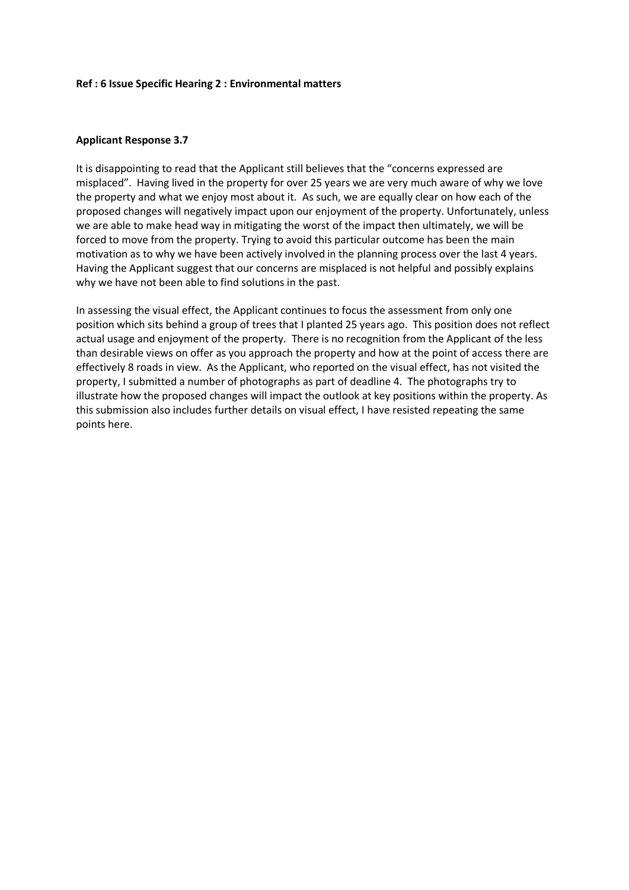**Ref : 6 Issue Specific Hearing 2 : Environmental matters**

**Applicant Response 3.7**

It is disappointing to read that the Applicant still believes that the "concerns expressed are misplaced". Having lived in the property for over 25 years we are very much aware of why we love the property and what we enjoy most about it. As such, we are equally clear on how each of the proposed changes will negatively impact upon our enjoyment of the property. Unfortunately, unless we are able to make head way in mitigating the worst of the impact then ultimately, we will be forced to move from the property. Trying to avoid this particular outcome has been the main motivation as to why we have been actively involved in the planning process over the last 4 years. Having the Applicant suggest that our concerns are misplaced is not helpful and possibly explains why we have not been able to find solutions in the past.

In assessing the visual effect, the Applicant continues to focus the assessment from only one position which sits behind a group of trees that I planted 25 years ago. This position does not reflect actual usage and enjoyment of the property. There is no recognition from the Applicant of the less than desirable views on offer as you approach the property and how at the point of access there are effectively 8 roads in view. As the Applicant, who reported on the visual effect, has not visited the property, I submitted a number of photographs as part of deadline 4. The photographs try to illustrate how the proposed changes will impact the outlook at key positions within the property. As this submission also includes further details on visual effect, I have resisted repeating the same points here.